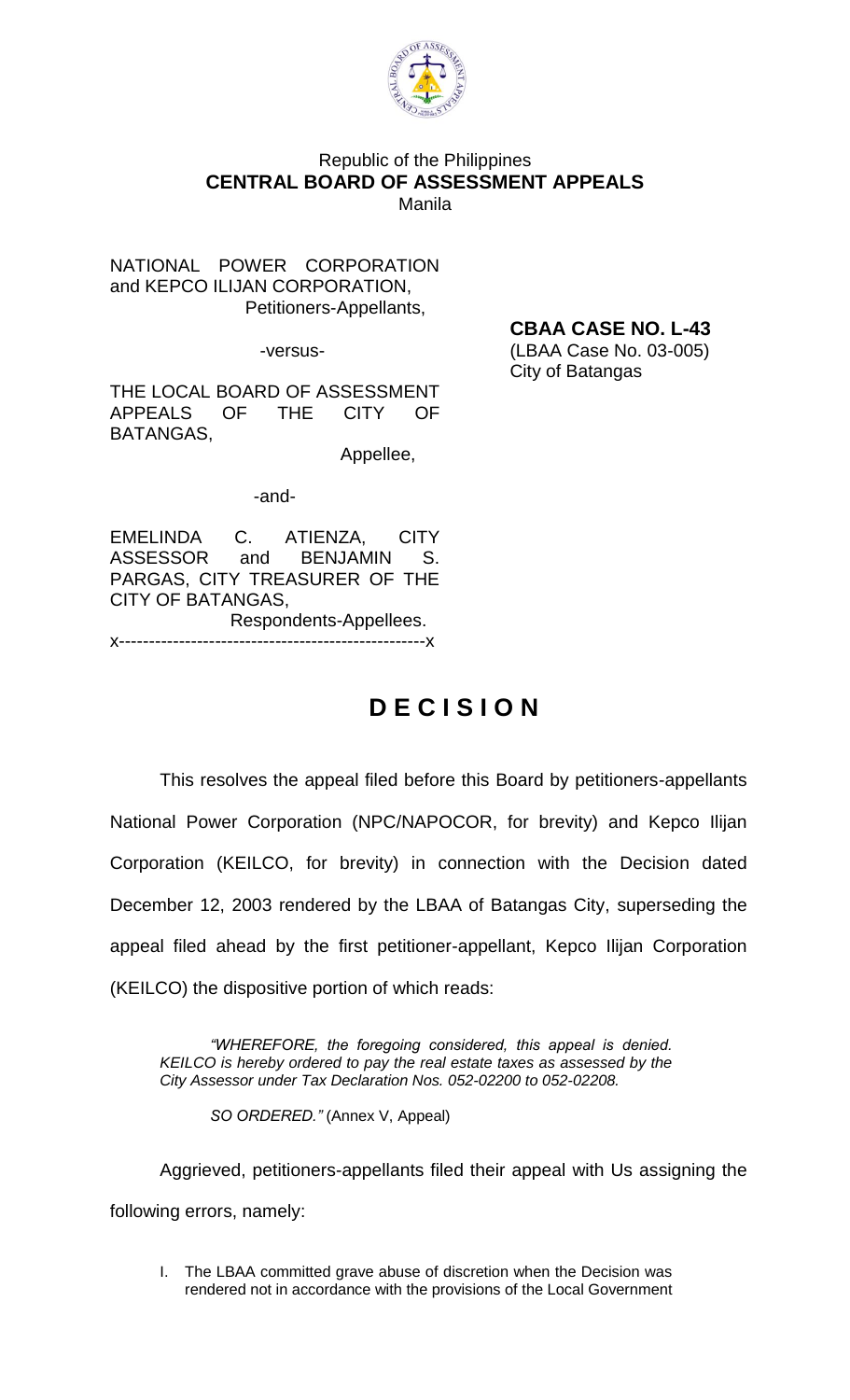Republic of the Philippines
**CENTRAL BOARD OF ASSESSMENT APPEALS**
Manila

NATIONAL POWER CORPORATION and KEPCO ILIJAN CORPORATION,
Petitioners-Appellants,

-versus-

THE LOCAL BOARD OF ASSESSMENT APPEALS OF THE CITY OF BATANGAS,
Appellee,

-and-

EMELINDA C. ATIENZA, CITY ASSESSOR and BENJAMIN S. PARGAS, CITY TREASURER OF THE CITY OF BATANGAS,
Respondents-Appellees.

x--------------------------------------------------x

**CBAA CASE NO. L-43**
(LBAA Case No. 03-005)
City of Batangas

# DECISION

This resolves the appeal filed before this Board by petitioners-appellants National Power Corporation (NPC/NAPOCOR, for brevity) and Kepco Ilijan Corporation (KEILCO, for brevity) in connection with the Decision dated December 12, 2003 rendered by the LBAA of Batangas City, superseding the appeal filed ahead by the first petitioner-appellant, Kepco Ilijan Corporation (KEILCO) the dispositive portion of which reads:

> *"WHEREFORE, the foregoing considered, this appeal is denied. KEILCO is hereby ordered to pay the real estate taxes as assessed by the City Assessor under Tax Declaration Nos. 052-02200 to 052-02208.*
>
> *SO ORDERED."* (Annex V, Appeal)

Aggrieved, petitioners-appellants filed their appeal with Us assigning the following errors, namely:

I. The LBAA committed grave abuse of discretion when the Decision was rendered not in accordance with the provisions of the Local Government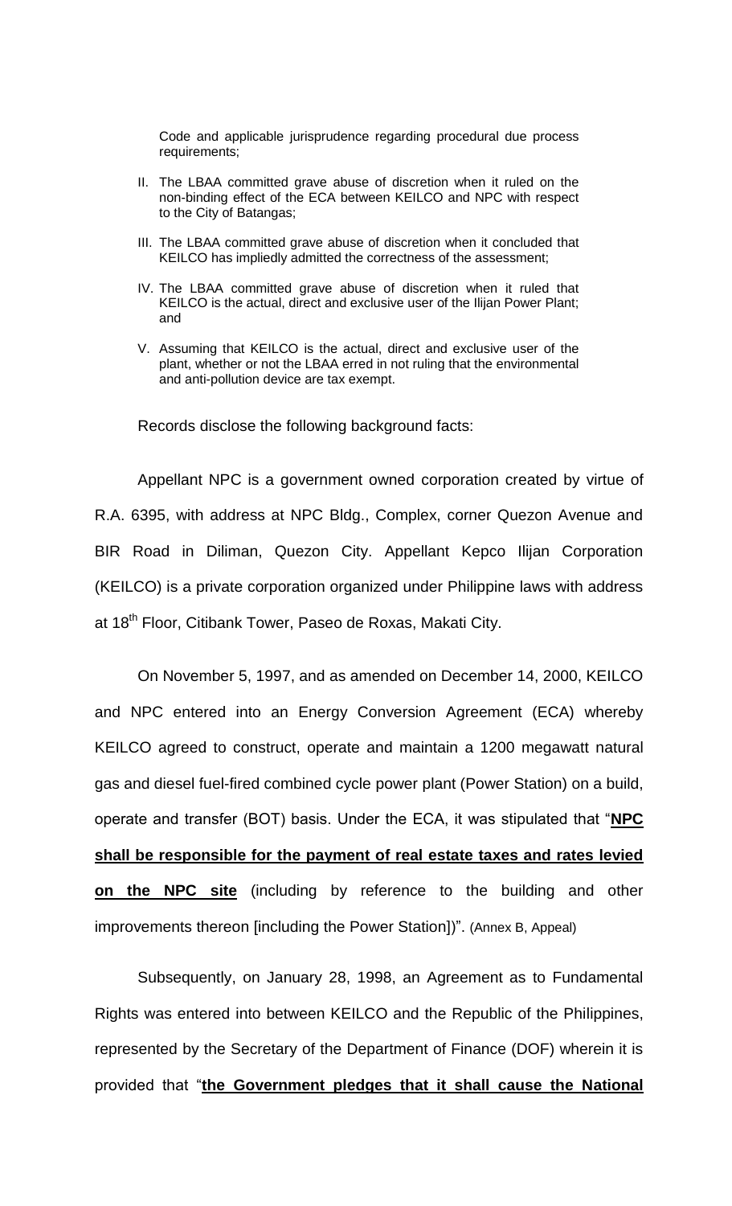Code and applicable jurisprudence regarding procedural due process requirements;

II. The LBAA committed grave abuse of discretion when it ruled on the non-binding effect of the ECA between KEILCO and NPC with respect to the City of Batangas;

III. The LBAA committed grave abuse of discretion when it concluded that KEILCO has impliedly admitted the correctness of the assessment;

IV. The LBAA committed grave abuse of discretion when it ruled that KEILCO is the actual, direct and exclusive user of the Ilijan Power Plant; and

V. Assuming that KEILCO is the actual, direct and exclusive user of the plant, whether or not the LBAA erred in not ruling that the environmental and anti-pollution device are tax exempt.

Records disclose the following background facts:

Appellant NPC is a government owned corporation created by virtue of R.A. 6395, with address at NPC Bldg., Complex, corner Quezon Avenue and BIR Road in Diliman, Quezon City. Appellant Kepco Ilijan Corporation (KEILCO) is a private corporation organized under Philippine laws with address at 18th Floor, Citibank Tower, Paseo de Roxas, Makati City.

On November 5, 1997, and as amended on December 14, 2000, KEILCO and NPC entered into an Energy Conversion Agreement (ECA) whereby KEILCO agreed to construct, operate and maintain a 1200 megawatt natural gas and diesel fuel-fired combined cycle power plant (Power Station) on a build, operate and transfer (BOT) basis. Under the ECA, it was stipulated that "**NPC shall be responsible for the payment of real estate taxes and rates levied on the NPC site** (including by reference to the building and other improvements thereon [including the Power Station])". (Annex B, Appeal)

Subsequently, on January 28, 1998, an Agreement as to Fundamental Rights was entered into between KEILCO and the Republic of the Philippines, represented by the Secretary of the Department of Finance (DOF) wherein it is provided that "**the Government pledges that it shall cause the National**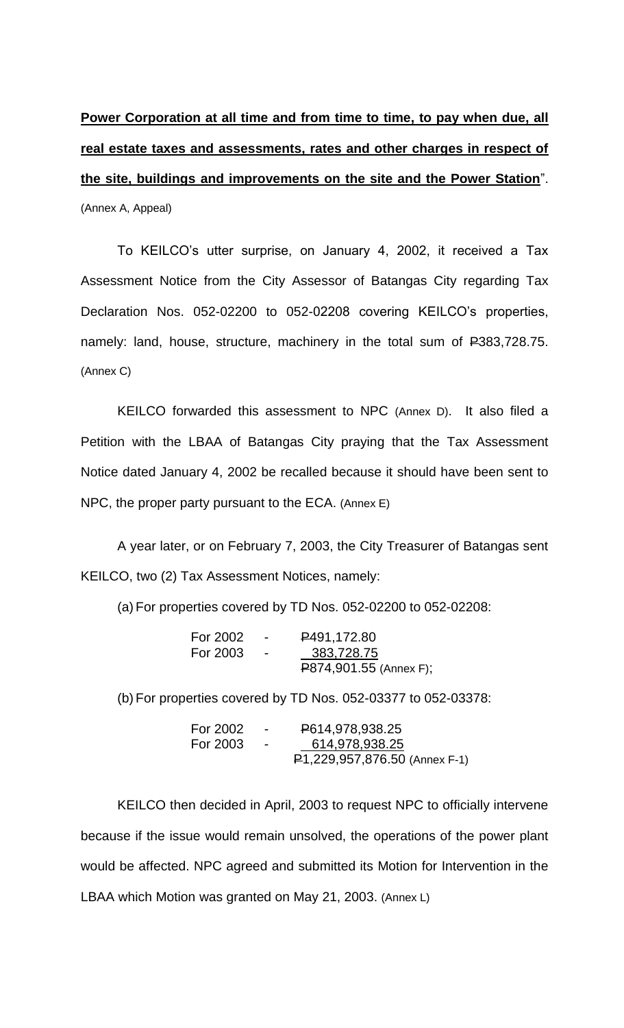**Power Corporation at all time and from time to time, to pay when due, all real estate taxes and assessments, rates and other charges in respect of the site, buildings and improvements on the site and the Power Station**". (Annex A, Appeal)

To KEILCO's utter surprise, on January 4, 2002, it received a Tax Assessment Notice from the City Assessor of Batangas City regarding Tax Declaration Nos. 052-02200 to 052-02208 covering KEILCO's properties, namely: land, house, structure, machinery in the total sum of ₱383,728.75. (Annex C)

KEILCO forwarded this assessment to NPC (Annex D). It also filed a Petition with the LBAA of Batangas City praying that the Tax Assessment Notice dated January 4, 2002 be recalled because it should have been sent to NPC, the proper party pursuant to the ECA. (Annex E)

A year later, or on February 7, 2003, the City Treasurer of Batangas sent KEILCO, two (2) Tax Assessment Notices, namely:

(a) For properties covered by TD Nos. 052-02200 to 052-02208:

| | | |
|---|---|---|
| For 2002 | - | ₱491,172.80 |
| For 2003 | - | 383,728.75 |
| | | ₱874,901.55 (Annex F); |

(b) For properties covered by TD Nos. 052-03377 to 052-03378:

| | | |
|---|---|---|
| For 2002 | - | ₱614,978,938.25 |
| For 2003 | - | 614,978,938.25 |
| | | ₱1,229,957,876.50 (Annex F-1) |

KEILCO then decided in April, 2003 to request NPC to officially intervene because if the issue would remain unsolved, the operations of the power plant would be affected. NPC agreed and submitted its Motion for Intervention in the LBAA which Motion was granted on May 21, 2003. (Annex L)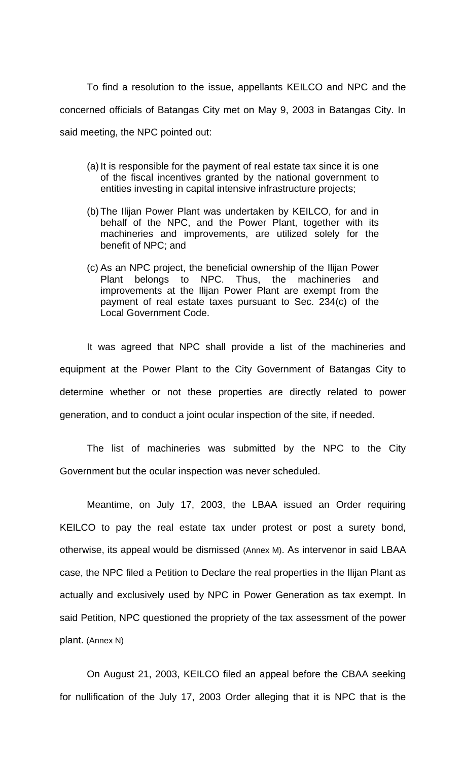To find a resolution to the issue, appellants KEILCO and NPC and the concerned officials of Batangas City met on May 9, 2003 in Batangas City. In said meeting, the NPC pointed out:

> (a) It is responsible for the payment of real estate tax since it is one of the fiscal incentives granted by the national government to entities investing in capital intensive infrastructure projects;
>
> (b) The Ilijan Power Plant was undertaken by KEILCO, for and in behalf of the NPC, and the Power Plant, together with its machineries and improvements, are utilized solely for the benefit of NPC; and
>
> (c) As an NPC project, the beneficial ownership of the Ilijan Power Plant belongs to NPC. Thus, the machineries and improvements at the Ilijan Power Plant are exempt from the payment of real estate taxes pursuant to Sec. 234(c) of the Local Government Code.

It was agreed that NPC shall provide a list of the machineries and equipment at the Power Plant to the City Government of Batangas City to determine whether or not these properties are directly related to power generation, and to conduct a joint ocular inspection of the site, if needed.

The list of machineries was submitted by the NPC to the City Government but the ocular inspection was never scheduled.

Meantime, on July 17, 2003, the LBAA issued an Order requiring KEILCO to pay the real estate tax under protest or post a surety bond, otherwise, its appeal would be dismissed (Annex M). As intervenor in said LBAA case, the NPC filed a Petition to Declare the real properties in the Ilijan Plant as actually and exclusively used by NPC in Power Generation as tax exempt. In said Petition, NPC questioned the propriety of the tax assessment of the power plant. (Annex N)

On August 21, 2003, KEILCO filed an appeal before the CBAA seeking for nullification of the July 17, 2003 Order alleging that it is NPC that is the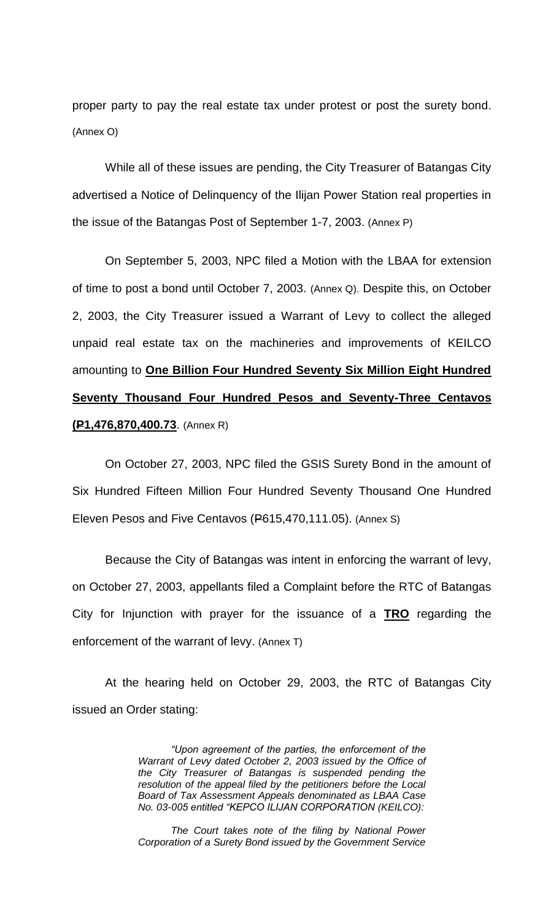proper party to pay the real estate tax under protest or post the surety bond. (Annex O)

While all of these issues are pending, the City Treasurer of Batangas City advertised a Notice of Delinquency of the Ilijan Power Station real properties in the issue of the Batangas Post of September 1-7, 2003. (Annex P)

On September 5, 2003, NPC filed a Motion with the LBAA for extension of time to post a bond until October 7, 2003. (Annex Q). Despite this, on October 2, 2003, the City Treasurer issued a Warrant of Levy to collect the alleged unpaid real estate tax on the machineries and improvements of KEILCO amounting to **One Billion Four Hundred Seventy Six Million Eight Hundred Seventy Thousand Four Hundred Pesos and Seventy-Three Centavos (₱1,476,870,400.73**. (Annex R)

On October 27, 2003, NPC filed the GSIS Surety Bond in the amount of Six Hundred Fifteen Million Four Hundred Seventy Thousand One Hundred Eleven Pesos and Five Centavos (₱615,470,111.05). (Annex S)

Because the City of Batangas was intent in enforcing the warrant of levy, on October 27, 2003, appellants filed a Complaint before the RTC of Batangas City for Injunction with prayer for the issuance of a **TRO** regarding the enforcement of the warrant of levy. (Annex T)

At the hearing held on October 29, 2003, the RTC of Batangas City issued an Order stating:

> *"Upon agreement of the parties, the enforcement of the Warrant of Levy dated October 2, 2003 issued by the Office of the City Treasurer of Batangas is suspended pending the resolution of the appeal filed by the petitioners before the Local Board of Tax Assessment Appeals denominated as LBAA Case No. 03-005 entitled "KEPCO ILIJAN CORPORATION (KEILCO):*
>
> *The Court takes note of the filing by National Power Corporation of a Surety Bond issued by the Government Service*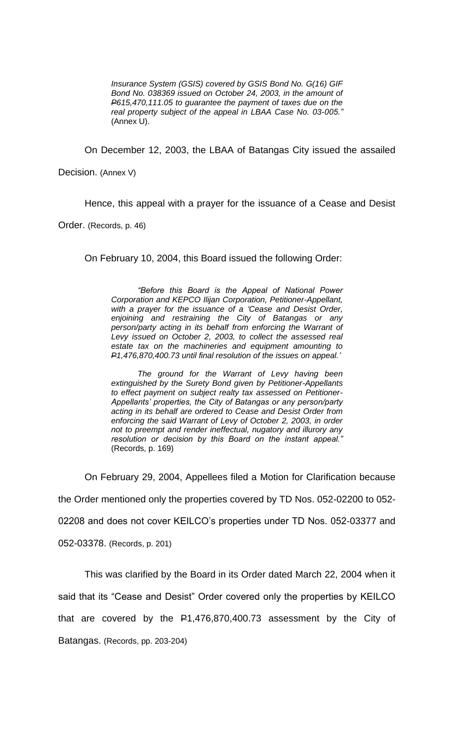> *Insurance System (GSIS) covered by GSIS Bond No. G(16) GIF Bond No. 038369 issued on October 24, 2003, in the amount of ₱615,470,111.05 to guarantee the payment of taxes due on the real property subject of the appeal in LBAA Case No. 03-005."* (Annex U).

On December 12, 2003, the LBAA of Batangas City issued the assailed Decision. (Annex V)

Hence, this appeal with a prayer for the issuance of a Cease and Desist Order. (Records, p. 46)

On February 10, 2004, this Board issued the following Order:

> *"Before this Board is the Appeal of National Power Corporation and KEPCO Ilijan Corporation, Petitioner-Appellant, with a prayer for the issuance of a 'Cease and Desist Order, enjoining and restraining the City of Batangas or any person/party acting in its behalf from enforcing the Warrant of Levy issued on October 2, 2003, to collect the assessed real estate tax on the machineries and equipment amounting to ₱1,476,870,400.73 until final resolution of the issues on appeal.'*
>
> *The ground for the Warrant of Levy having been extinguished by the Surety Bond given by Petitioner-Appellants to effect payment on subject realty tax assessed on Petitioner-Appellants' properties, the City of Batangas or any person/party acting in its behalf are ordered to Cease and Desist Order from enforcing the said Warrant of Levy of October 2, 2003, in order not to preempt and render ineffectual, nugatory and illurory any resolution or decision by this Board on the instant appeal."* (Records, p. 169)

On February 29, 2004, Appellees filed a Motion for Clarification because the Order mentioned only the properties covered by TD Nos. 052-02200 to 052-02208 and does not cover KEILCO's properties under TD Nos. 052-03377 and 052-03378. (Records, p. 201)

This was clarified by the Board in its Order dated March 22, 2004 when it said that its "Cease and Desist" Order covered only the properties by KEILCO that are covered by the ₱1,476,870,400.73 assessment by the City of Batangas. (Records, pp. 203-204)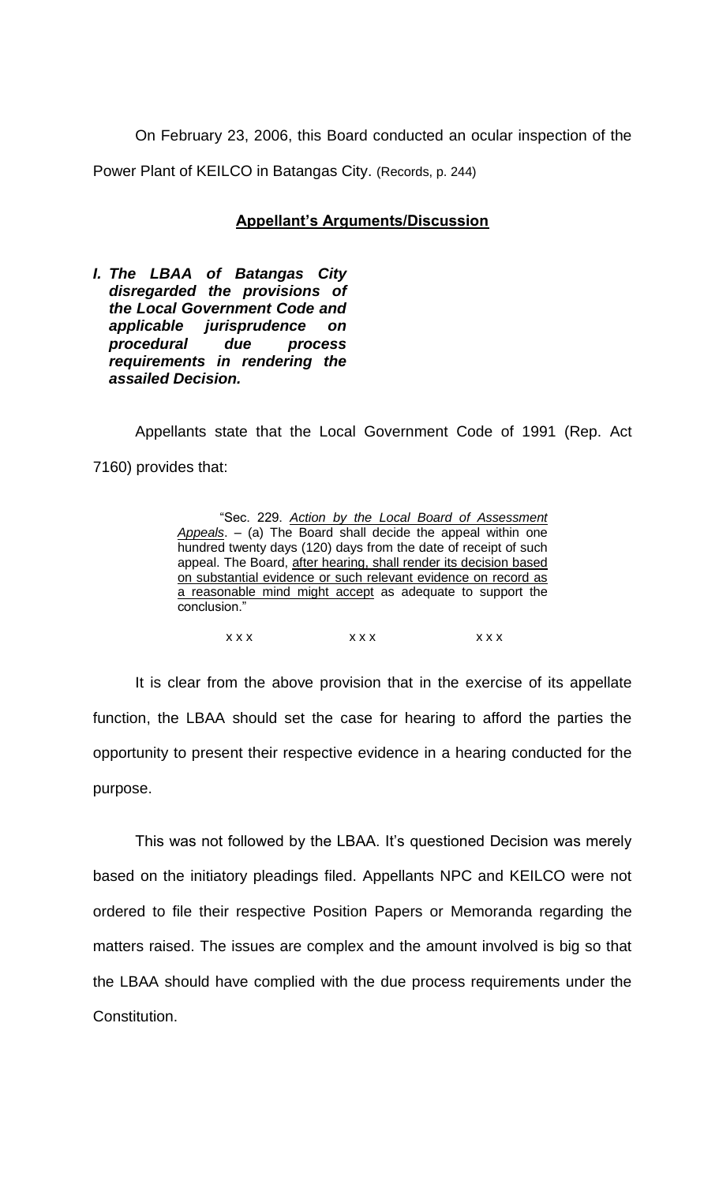On February 23, 2006, this Board conducted an ocular inspection of the Power Plant of KEILCO in Batangas City. (Records, p. 244)

## Appellant's Arguments/Discussion

***I. The LBAA of Batangas City disregarded the provisions of the Local Government Code and applicable jurisprudence on procedural due process requirements in rendering the assailed Decision.***

Appellants state that the Local Government Code of 1991 (Rep. Act 7160) provides that:

> "Sec. 229. *Action by the Local Board of Assessment Appeals*. – (a) The Board shall decide the appeal within one hundred twenty days (120) days from the date of receipt of such appeal. The Board, after hearing, shall render its decision based on substantial evidence or such relevant evidence on record as a reasonable mind might accept as adequate to support the conclusion."
>
> x x x x x x x x x

It is clear from the above provision that in the exercise of its appellate function, the LBAA should set the case for hearing to afford the parties the opportunity to present their respective evidence in a hearing conducted for the purpose.

This was not followed by the LBAA. It's questioned Decision was merely based on the initiatory pleadings filed. Appellants NPC and KEILCO were not ordered to file their respective Position Papers or Memoranda regarding the matters raised. The issues are complex and the amount involved is big so that the LBAA should have complied with the due process requirements under the Constitution.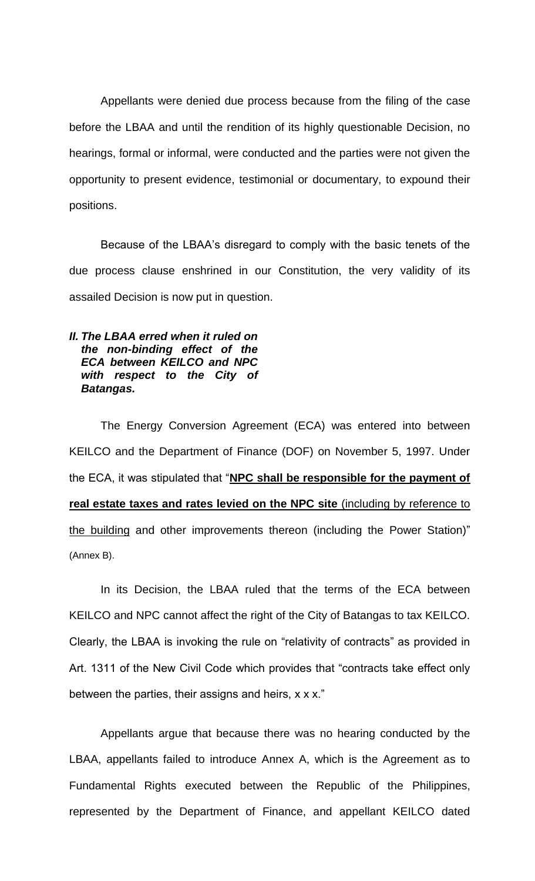Appellants were denied due process because from the filing of the case before the LBAA and until the rendition of its highly questionable Decision, no hearings, formal or informal, were conducted and the parties were not given the opportunity to present evidence, testimonial or documentary, to expound their positions.

Because of the LBAA's disregard to comply with the basic tenets of the due process clause enshrined in our Constitution, the very validity of its assailed Decision is now put in question.

***II. The LBAA erred when it ruled on the non-binding effect of the ECA between KEILCO and NPC with respect to the City of Batangas.***

The Energy Conversion Agreement (ECA) was entered into between KEILCO and the Department of Finance (DOF) on November 5, 1997. Under the ECA, it was stipulated that "**NPC shall be responsible for the payment of real estate taxes and rates levied on the NPC site** (including by reference to the building and other improvements thereon (including the Power Station)" (Annex B).

In its Decision, the LBAA ruled that the terms of the ECA between KEILCO and NPC cannot affect the right of the City of Batangas to tax KEILCO. Clearly, the LBAA is invoking the rule on "relativity of contracts" as provided in Art. 1311 of the New Civil Code which provides that "contracts take effect only between the parties, their assigns and heirs, x x x."

Appellants argue that because there was no hearing conducted by the LBAA, appellants failed to introduce Annex A, which is the Agreement as to Fundamental Rights executed between the Republic of the Philippines, represented by the Department of Finance, and appellant KEILCO dated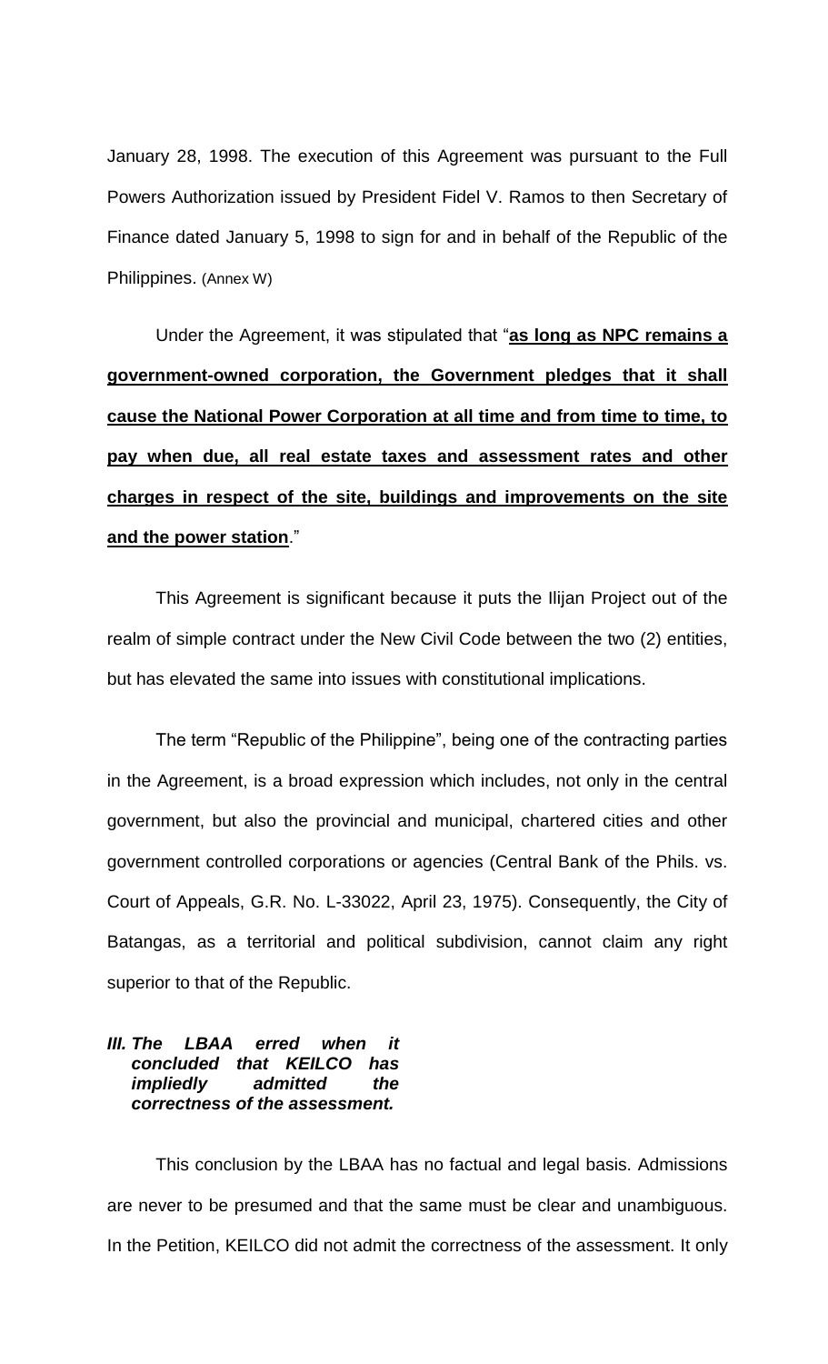January 28, 1998. The execution of this Agreement was pursuant to the Full Powers Authorization issued by President Fidel V. Ramos to then Secretary of Finance dated January 5, 1998 to sign for and in behalf of the Republic of the Philippines. (Annex W)

Under the Agreement, it was stipulated that "**as long as NPC remains a government-owned corporation, the Government pledges that it shall cause the National Power Corporation at all time and from time to time, to pay when due, all real estate taxes and assessment rates and other charges in respect of the site, buildings and improvements on the site and the power station**."

This Agreement is significant because it puts the Ilijan Project out of the realm of simple contract under the New Civil Code between the two (2) entities, but has elevated the same into issues with constitutional implications.

The term "Republic of the Philippine", being one of the contracting parties in the Agreement, is a broad expression which includes, not only in the central government, but also the provincial and municipal, chartered cities and other government controlled corporations or agencies (Central Bank of the Phils. vs. Court of Appeals, G.R. No. L-33022, April 23, 1975). Consequently, the City of Batangas, as a territorial and political subdivision, cannot claim any right superior to that of the Republic.

***III. The LBAA erred when it concluded that KEILCO has impliedly admitted the correctness of the assessment.***

This conclusion by the LBAA has no factual and legal basis. Admissions are never to be presumed and that the same must be clear and unambiguous. In the Petition, KEILCO did not admit the correctness of the assessment. It only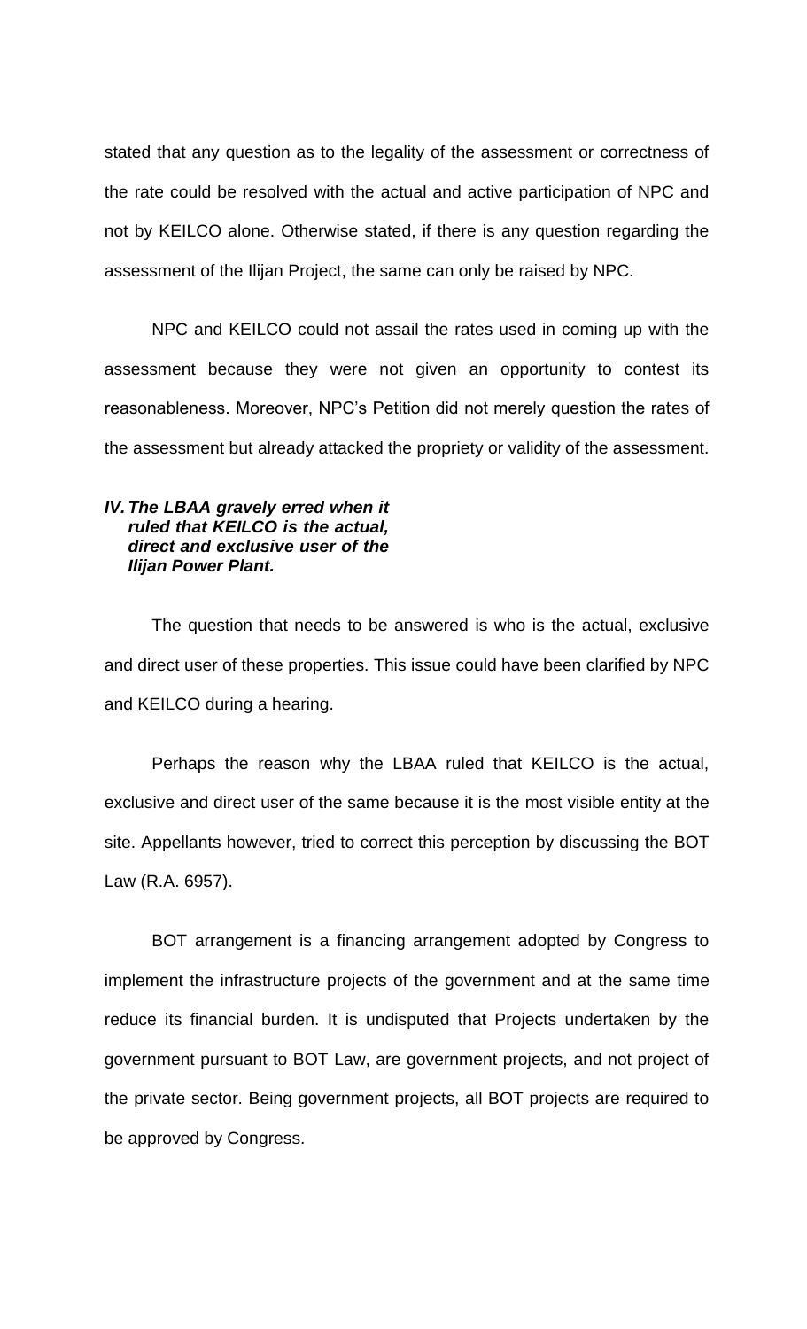stated that any question as to the legality of the assessment or correctness of the rate could be resolved with the actual and active participation of NPC and not by KEILCO alone. Otherwise stated, if there is any question regarding the assessment of the Ilijan Project, the same can only be raised by NPC.

NPC and KEILCO could not assail the rates used in coming up with the assessment because they were not given an opportunity to contest its reasonableness. Moreover, NPC's Petition did not merely question the rates of the assessment but already attacked the propriety or validity of the assessment.

***IV. The LBAA gravely erred when it ruled that KEILCO is the actual, direct and exclusive user of the Ilijan Power Plant.***

The question that needs to be answered is who is the actual, exclusive and direct user of these properties. This issue could have been clarified by NPC and KEILCO during a hearing.

Perhaps the reason why the LBAA ruled that KEILCO is the actual, exclusive and direct user of the same because it is the most visible entity at the site. Appellants however, tried to correct this perception by discussing the BOT Law (R.A. 6957).

BOT arrangement is a financing arrangement adopted by Congress to implement the infrastructure projects of the government and at the same time reduce its financial burden. It is undisputed that Projects undertaken by the government pursuant to BOT Law, are government projects, and not project of the private sector. Being government projects, all BOT projects are required to be approved by Congress.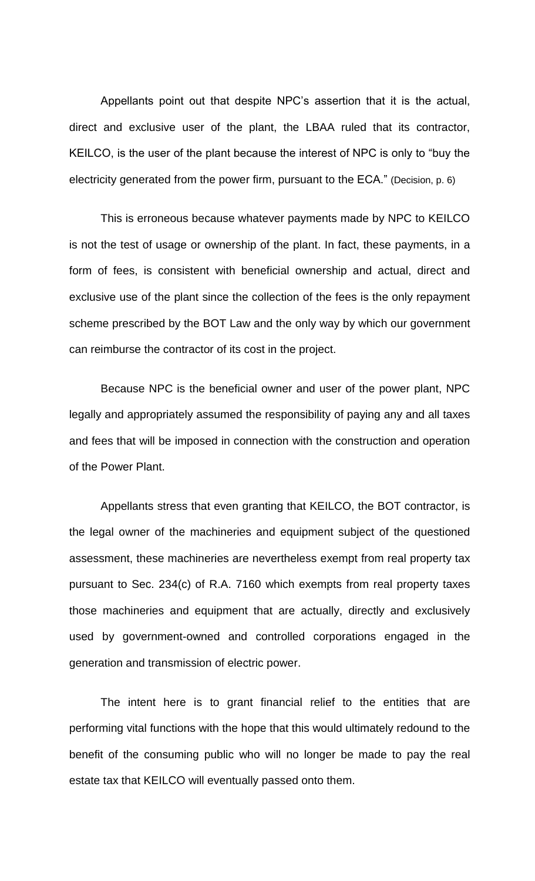Appellants point out that despite NPC's assertion that it is the actual, direct and exclusive user of the plant, the LBAA ruled that its contractor, KEILCO, is the user of the plant because the interest of NPC is only to "buy the electricity generated from the power firm, pursuant to the ECA." (Decision, p. 6)

This is erroneous because whatever payments made by NPC to KEILCO is not the test of usage or ownership of the plant. In fact, these payments, in a form of fees, is consistent with beneficial ownership and actual, direct and exclusive use of the plant since the collection of the fees is the only repayment scheme prescribed by the BOT Law and the only way by which our government can reimburse the contractor of its cost in the project.

Because NPC is the beneficial owner and user of the power plant, NPC legally and appropriately assumed the responsibility of paying any and all taxes and fees that will be imposed in connection with the construction and operation of the Power Plant.

Appellants stress that even granting that KEILCO, the BOT contractor, is the legal owner of the machineries and equipment subject of the questioned assessment, these machineries are nevertheless exempt from real property tax pursuant to Sec. 234(c) of R.A. 7160 which exempts from real property taxes those machineries and equipment that are actually, directly and exclusively used by government-owned and controlled corporations engaged in the generation and transmission of electric power.

The intent here is to grant financial relief to the entities that are performing vital functions with the hope that this would ultimately redound to the benefit of the consuming public who will no longer be made to pay the real estate tax that KEILCO will eventually passed onto them.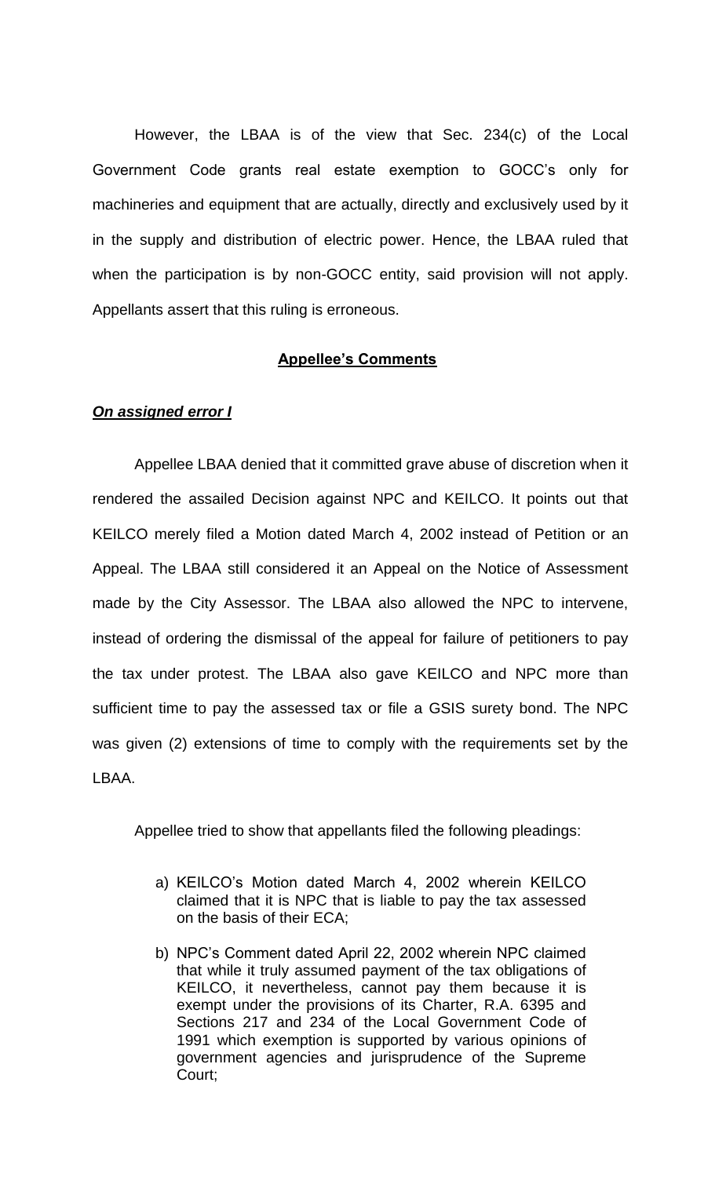However, the LBAA is of the view that Sec. 234(c) of the Local Government Code grants real estate exemption to GOCC's only for machineries and equipment that are actually, directly and exclusively used by it in the supply and distribution of electric power. Hence, the LBAA ruled that when the participation is by non-GOCC entity, said provision will not apply. Appellants assert that this ruling is erroneous.

**Appellee's Comments**

***On assigned error I***

Appellee LBAA denied that it committed grave abuse of discretion when it rendered the assailed Decision against NPC and KEILCO. It points out that KEILCO merely filed a Motion dated March 4, 2002 instead of Petition or an Appeal. The LBAA still considered it an Appeal on the Notice of Assessment made by the City Assessor. The LBAA also allowed the NPC to intervene, instead of ordering the dismissal of the appeal for failure of petitioners to pay the tax under protest. The LBAA also gave KEILCO and NPC more than sufficient time to pay the assessed tax or file a GSIS surety bond. The NPC was given (2) extensions of time to comply with the requirements set by the LBAA.

Appellee tried to show that appellants filed the following pleadings:

a) KEILCO's Motion dated March 4, 2002 wherein KEILCO claimed that it is NPC that is liable to pay the tax assessed on the basis of their ECA;

b) NPC's Comment dated April 22, 2002 wherein NPC claimed that while it truly assumed payment of the tax obligations of KEILCO, it nevertheless, cannot pay them because it is exempt under the provisions of its Charter, R.A. 6395 and Sections 217 and 234 of the Local Government Code of 1991 which exemption is supported by various opinions of government agencies and jurisprudence of the Supreme Court;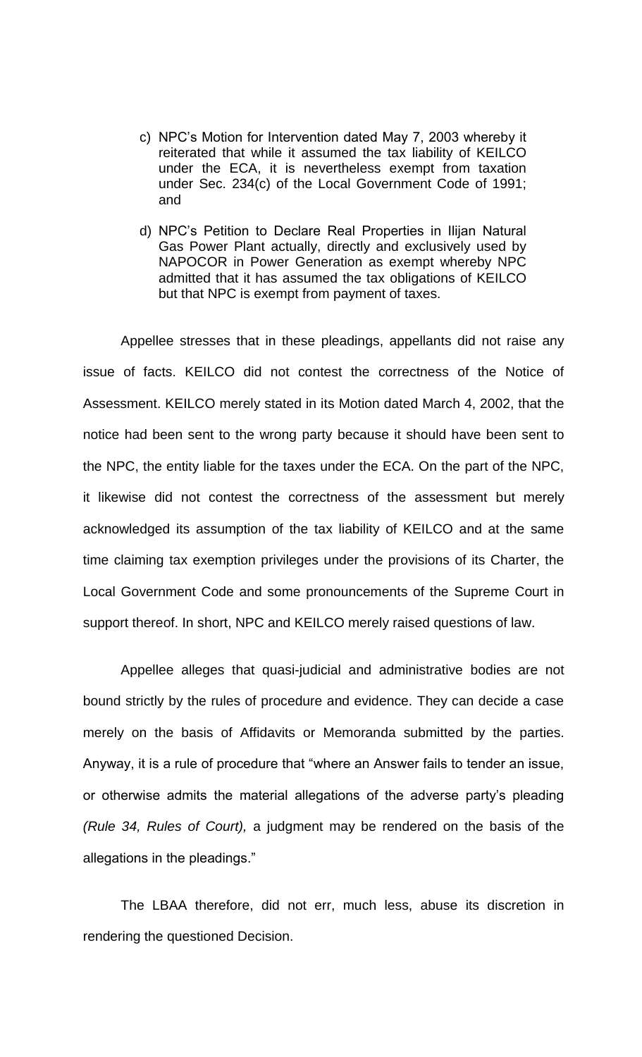c) NPC's Motion for Intervention dated May 7, 2003 whereby it reiterated that while it assumed the tax liability of KEILCO under the ECA, it is nevertheless exempt from taxation under Sec. 234(c) of the Local Government Code of 1991; and

d) NPC's Petition to Declare Real Properties in Ilijan Natural Gas Power Plant actually, directly and exclusively used by NAPOCOR in Power Generation as exempt whereby NPC admitted that it has assumed the tax obligations of KEILCO but that NPC is exempt from payment of taxes.

Appellee stresses that in these pleadings, appellants did not raise any issue of facts. KEILCO did not contest the correctness of the Notice of Assessment. KEILCO merely stated in its Motion dated March 4, 2002, that the notice had been sent to the wrong party because it should have been sent to the NPC, the entity liable for the taxes under the ECA. On the part of the NPC, it likewise did not contest the correctness of the assessment but merely acknowledged its assumption of the tax liability of KEILCO and at the same time claiming tax exemption privileges under the provisions of its Charter, the Local Government Code and some pronouncements of the Supreme Court in support thereof. In short, NPC and KEILCO merely raised questions of law.

Appellee alleges that quasi-judicial and administrative bodies are not bound strictly by the rules of procedure and evidence. They can decide a case merely on the basis of Affidavits or Memoranda submitted by the parties. Anyway, it is a rule of procedure that "where an Answer fails to tender an issue, or otherwise admits the material allegations of the adverse party's pleading *(Rule 34, Rules of Court),* a judgment may be rendered on the basis of the allegations in the pleadings."

The LBAA therefore, did not err, much less, abuse its discretion in rendering the questioned Decision.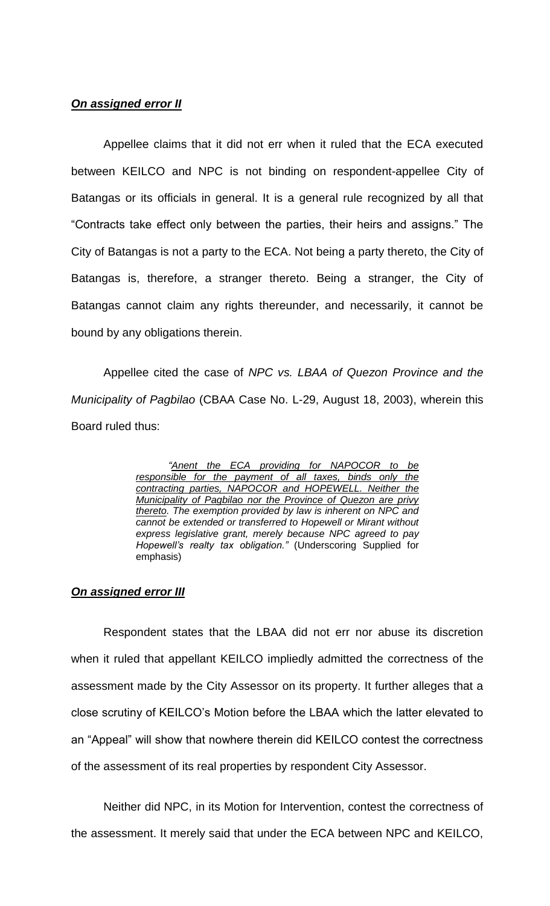***On assigned error II***

Appellee claims that it did not err when it ruled that the ECA executed between KEILCO and NPC is not binding on respondent-appellee City of Batangas or its officials in general. It is a general rule recognized by all that "Contracts take effect only between the parties, their heirs and assigns." The City of Batangas is not a party to the ECA. Not being a party thereto, the City of Batangas is, therefore, a stranger thereto. Being a stranger, the City of Batangas cannot claim any rights thereunder, and necessarily, it cannot be bound by any obligations therein.

Appellee cited the case of *NPC vs. LBAA of Quezon Province and the Municipality of Pagbilao* (CBAA Case No. L-29, August 18, 2003), wherein this Board ruled thus:

> *"Anent the ECA providing for NAPOCOR to be responsible for the payment of all taxes, binds only the contracting parties, NAPOCOR and HOPEWELL. Neither the Municipality of Pagbilao nor the Province of Quezon are privy thereto. The exemption provided by law is inherent on NPC and cannot be extended or transferred to Hopewell or Mirant without express legislative grant, merely because NPC agreed to pay Hopewell's realty tax obligation."* (Underscoring Supplied for emphasis)

***On assigned error III***

Respondent states that the LBAA did not err nor abuse its discretion when it ruled that appellant KEILCO impliedly admitted the correctness of the assessment made by the City Assessor on its property. It further alleges that a close scrutiny of KEILCO's Motion before the LBAA which the latter elevated to an "Appeal" will show that nowhere therein did KEILCO contest the correctness of the assessment of its real properties by respondent City Assessor.

Neither did NPC, in its Motion for Intervention, contest the correctness of the assessment. It merely said that under the ECA between NPC and KEILCO,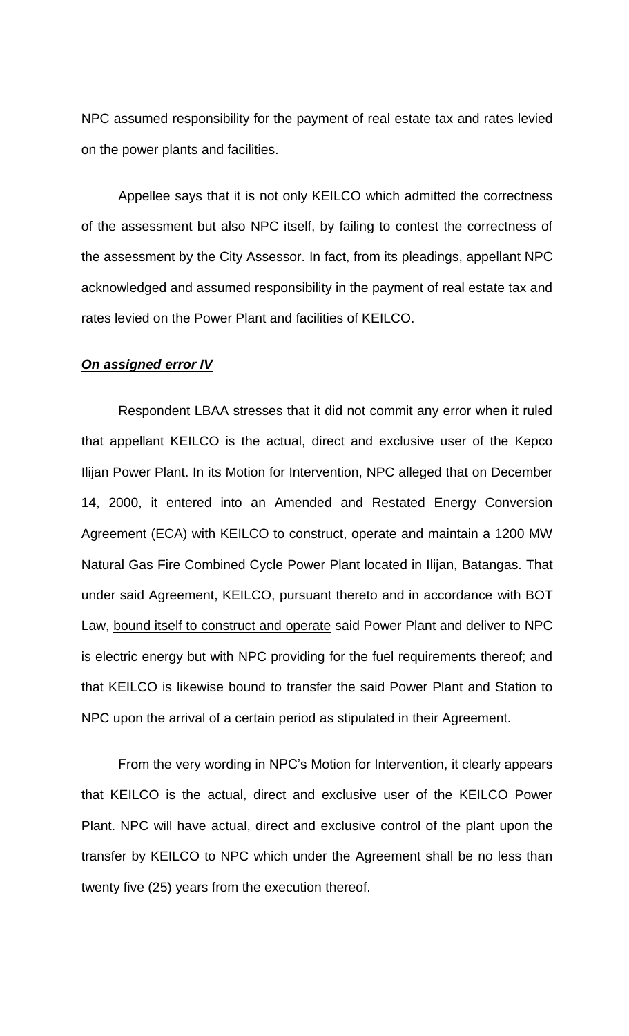NPC assumed responsibility for the payment of real estate tax and rates levied on the power plants and facilities.

Appellee says that it is not only KEILCO which admitted the correctness of the assessment but also NPC itself, by failing to contest the correctness of the assessment by the City Assessor. In fact, from its pleadings, appellant NPC acknowledged and assumed responsibility in the payment of real estate tax and rates levied on the Power Plant and facilities of KEILCO.

***On assigned error IV***

Respondent LBAA stresses that it did not commit any error when it ruled that appellant KEILCO is the actual, direct and exclusive user of the Kepco Ilijan Power Plant. In its Motion for Intervention, NPC alleged that on December 14, 2000, it entered into an Amended and Restated Energy Conversion Agreement (ECA) with KEILCO to construct, operate and maintain a 1200 MW Natural Gas Fire Combined Cycle Power Plant located in Ilijan, Batangas. That under said Agreement, KEILCO, pursuant thereto and in accordance with BOT Law, <u>bound itself to construct and operate</u> said Power Plant and deliver to NPC is electric energy but with NPC providing for the fuel requirements thereof; and that KEILCO is likewise bound to transfer the said Power Plant and Station to NPC upon the arrival of a certain period as stipulated in their Agreement.

From the very wording in NPC's Motion for Intervention, it clearly appears that KEILCO is the actual, direct and exclusive user of the KEILCO Power Plant. NPC will have actual, direct and exclusive control of the plant upon the transfer by KEILCO to NPC which under the Agreement shall be no less than twenty five (25) years from the execution thereof.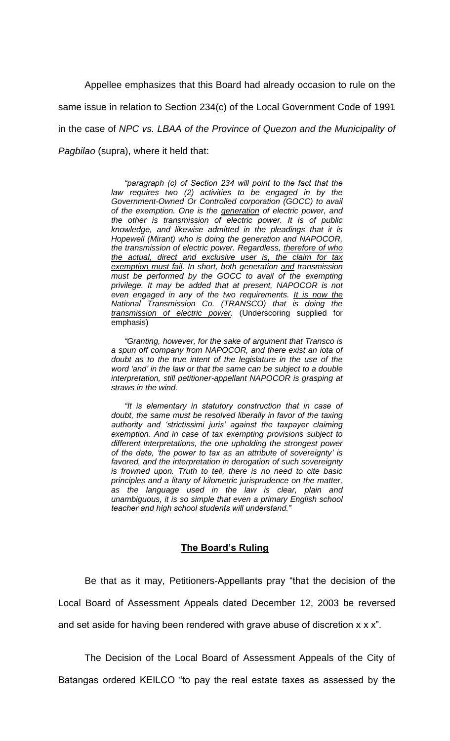Appellee emphasizes that this Board had already occasion to rule on the same issue in relation to Section 234(c) of the Local Government Code of 1991 in the case of *NPC vs. LBAA of the Province of Quezon and the Municipality of Pagbilao* (supra), where it held that:

> *"paragraph (c) of Section 234 will point to the fact that the law requires two (2) activities to be engaged in by the Government-Owned Or Controlled corporation (GOCC) to avail of the exemption. One is the generation of electric power, and the other is transmission of electric power. It is of public knowledge, and likewise admitted in the pleadings that it is Hopewell (Mirant) who is doing the generation and NAPOCOR, the transmission of electric power. Regardless, therefore of who the actual, direct and exclusive user is, the claim for tax exemption must fail. In short, both generation and transmission must be performed by the GOCC to avail of the exempting privilege. It may be added that at present, NAPOCOR is not even engaged in any of the two requirements. It is now the National Transmission Co. (TRANSCO) that is doing the transmission of electric power.* (Underscoring supplied for emphasis)
>
> *"Granting, however, for the sake of argument that Transco is a spun off company from NAPOCOR, and there exist an iota of doubt as to the true intent of the legislature in the use of the word 'and' in the law or that the same can be subject to a double interpretation, still petitioner-appellant NAPOCOR is grasping at straws in the wind.*
>
> *"It is elementary in statutory construction that in case of doubt, the same must be resolved liberally in favor of the taxing authority and 'strictissimi juris' against the taxpayer claiming exemption. And in case of tax exempting provisions subject to different interpretations, the one upholding the strongest power of the date, 'the power to tax as an attribute of sovereignty' is favored, and the interpretation in derogation of such sovereignty is frowned upon. Truth to tell, there is no need to cite basic principles and a litany of kilometric jurisprudence on the matter, as the language used in the law is clear, plain and unambiguous, it is so simple that even a primary English school teacher and high school students will understand."*

## **The Board's Ruling**

Be that as it may, Petitioners-Appellants pray "that the decision of the Local Board of Assessment Appeals dated December 12, 2003 be reversed and set aside for having been rendered with grave abuse of discretion x x x".

The Decision of the Local Board of Assessment Appeals of the City of Batangas ordered KEILCO "to pay the real estate taxes as assessed by the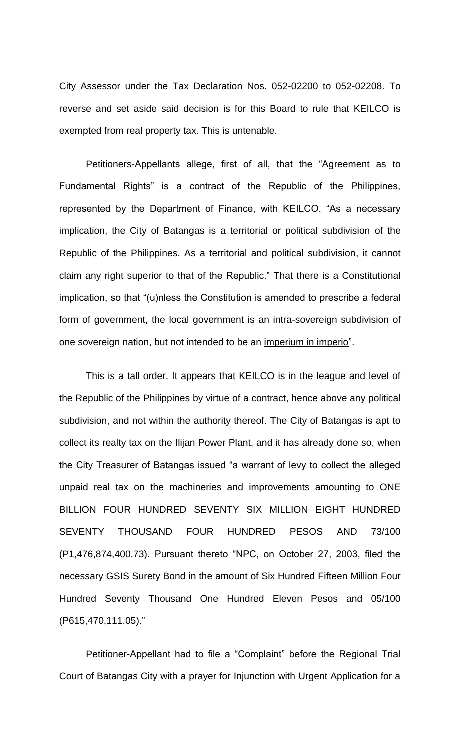City Assessor under the Tax Declaration Nos. 052-02200 to 052-02208. To reverse and set aside said decision is for this Board to rule that KEILCO is exempted from real property tax. This is untenable.

Petitioners-Appellants allege, first of all, that the "Agreement as to Fundamental Rights" is a contract of the Republic of the Philippines, represented by the Department of Finance, with KEILCO. "As a necessary implication, the City of Batangas is a territorial or political subdivision of the Republic of the Philippines. As a territorial and political subdivision, it cannot claim any right superior to that of the Republic." That there is a Constitutional implication, so that "(u)nless the Constitution is amended to prescribe a federal form of government, the local government is an intra-sovereign subdivision of one sovereign nation, but not intended to be an imperium in imperio".

This is a tall order. It appears that KEILCO is in the league and level of the Republic of the Philippines by virtue of a contract, hence above any political subdivision, and not within the authority thereof. The City of Batangas is apt to collect its realty tax on the Ilijan Power Plant, and it has already done so, when the City Treasurer of Batangas issued "a warrant of levy to collect the alleged unpaid real tax on the machineries and improvements amounting to ONE BILLION FOUR HUNDRED SEVENTY SIX MILLION EIGHT HUNDRED SEVENTY THOUSAND FOUR HUNDRED PESOS AND 73/100 (₱1,476,874,400.73). Pursuant thereto "NPC, on October 27, 2003, filed the necessary GSIS Surety Bond in the amount of Six Hundred Fifteen Million Four Hundred Seventy Thousand One Hundred Eleven Pesos and 05/100 (₱615,470,111.05)."

Petitioner-Appellant had to file a "Complaint" before the Regional Trial Court of Batangas City with a prayer for Injunction with Urgent Application for a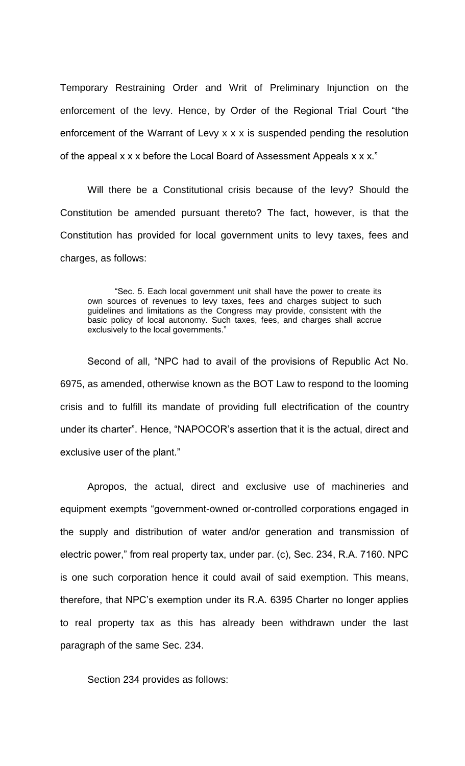Temporary Restraining Order and Writ of Preliminary Injunction on the enforcement of the levy. Hence, by Order of the Regional Trial Court "the enforcement of the Warrant of Levy x x x is suspended pending the resolution of the appeal x x x before the Local Board of Assessment Appeals x x x."

Will there be a Constitutional crisis because of the levy? Should the Constitution be amended pursuant thereto? The fact, however, is that the Constitution has provided for local government units to levy taxes, fees and charges, as follows:

> "Sec. 5. Each local government unit shall have the power to create its own sources of revenues to levy taxes, fees and charges subject to such guidelines and limitations as the Congress may provide, consistent with the basic policy of local autonomy. Such taxes, fees, and charges shall accrue exclusively to the local governments."

Second of all, "NPC had to avail of the provisions of Republic Act No. 6975, as amended, otherwise known as the BOT Law to respond to the looming crisis and to fulfill its mandate of providing full electrification of the country under its charter". Hence, "NAPOCOR's assertion that it is the actual, direct and exclusive user of the plant."

Apropos, the actual, direct and exclusive use of machineries and equipment exempts "government-owned or-controlled corporations engaged in the supply and distribution of water and/or generation and transmission of electric power," from real property tax, under par. (c), Sec. 234, R.A. 7160. NPC is one such corporation hence it could avail of said exemption. This means, therefore, that NPC's exemption under its R.A. 6395 Charter no longer applies to real property tax as this has already been withdrawn under the last paragraph of the same Sec. 234.

Section 234 provides as follows: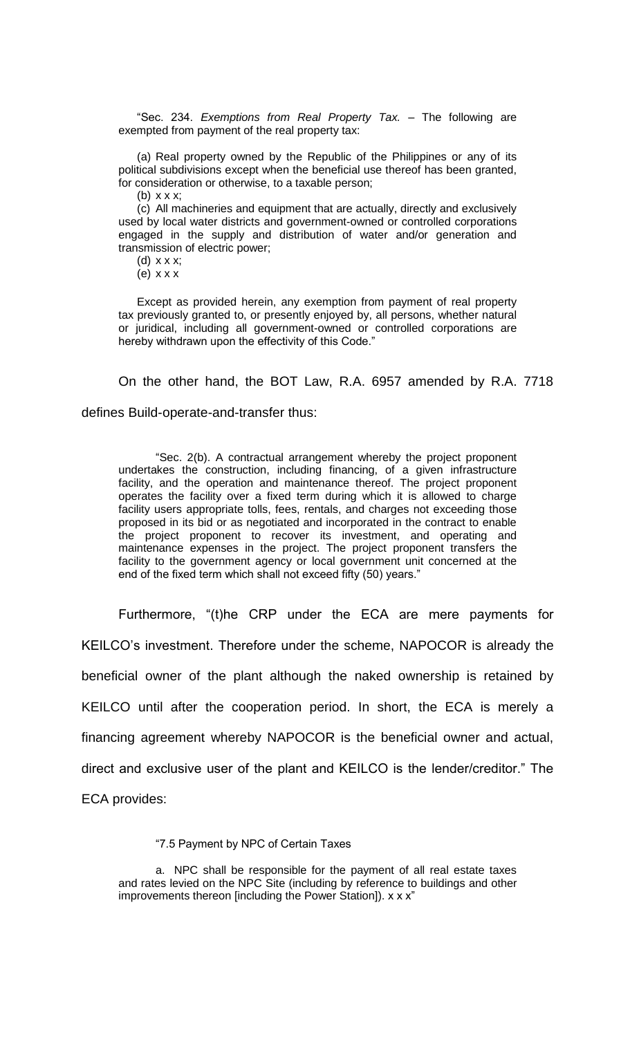> "Sec. 234. *Exemptions from Real Property Tax.* – The following are exempted from payment of the real property tax:
>
> (a) Real property owned by the Republic of the Philippines or any of its political subdivisions except when the beneficial use thereof has been granted, for consideration or otherwise, to a taxable person;
>
> (b) x x x;
>
> (c) All machineries and equipment that are actually, directly and exclusively used by local water districts and government-owned or controlled corporations engaged in the supply and distribution of water and/or generation and transmission of electric power;
>
> (d) x x x;
>
> (e) x x x
>
> Except as provided herein, any exemption from payment of real property tax previously granted to, or presently enjoyed by, all persons, whether natural or juridical, including all government-owned or controlled corporations are hereby withdrawn upon the effectivity of this Code."

On the other hand, the BOT Law, R.A. 6957 amended by R.A. 7718 defines Build-operate-and-transfer thus:

> "Sec. 2(b). A contractual arrangement whereby the project proponent undertakes the construction, including financing, of a given infrastructure facility, and the operation and maintenance thereof. The project proponent operates the facility over a fixed term during which it is allowed to charge facility users appropriate tolls, fees, rentals, and charges not exceeding those proposed in its bid or as negotiated and incorporated in the contract to enable the project proponent to recover its investment, and operating and maintenance expenses in the project. The project proponent transfers the facility to the government agency or local government unit concerned at the end of the fixed term which shall not exceed fifty (50) years."

Furthermore, "(t)he CRP under the ECA are mere payments for KEILCO's investment. Therefore under the scheme, NAPOCOR is already the beneficial owner of the plant although the naked ownership is retained by KEILCO until after the cooperation period. In short, the ECA is merely a financing agreement whereby NAPOCOR is the beneficial owner and actual, direct and exclusive user of the plant and KEILCO is the lender/creditor." The ECA provides:

> "7.5 Payment by NPC of Certain Taxes
>
> a. NPC shall be responsible for the payment of all real estate taxes and rates levied on the NPC Site (including by reference to buildings and other improvements thereon [including the Power Station]). x x x"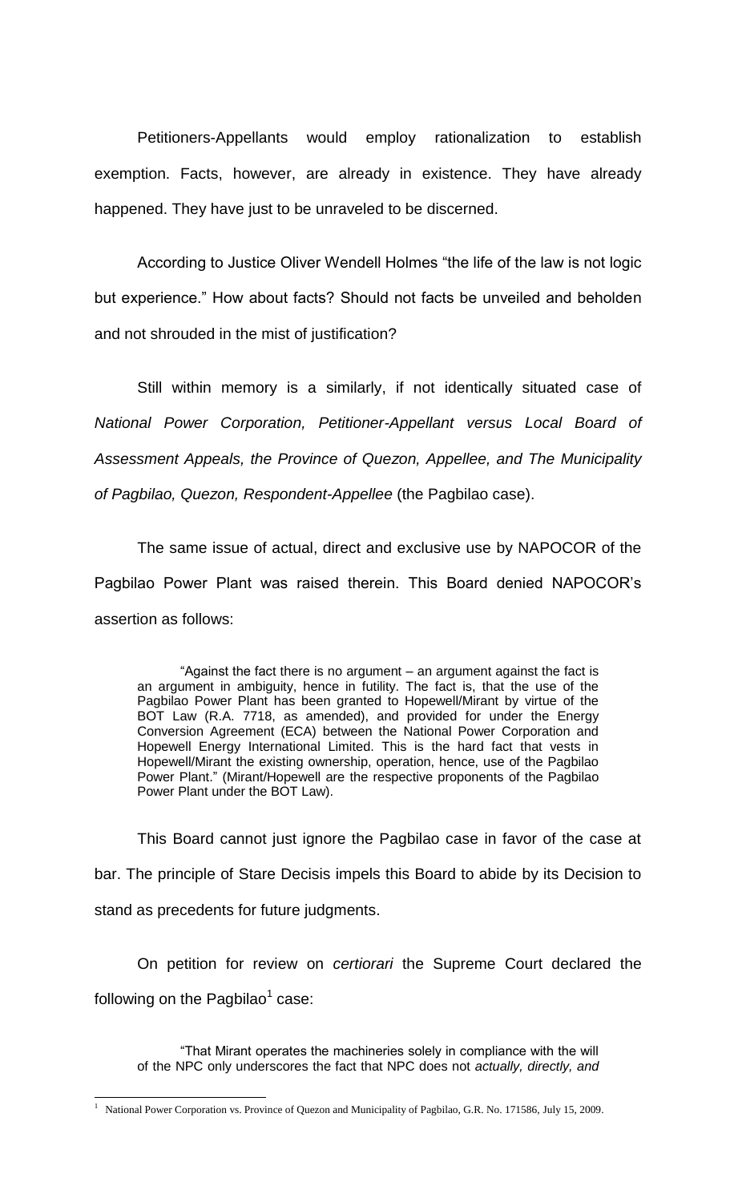Petitioners-Appellants would employ rationalization to establish exemption. Facts, however, are already in existence. They have already happened. They have just to be unraveled to be discerned.

According to Justice Oliver Wendell Holmes "the life of the law is not logic but experience." How about facts? Should not facts be unveiled and beholden and not shrouded in the mist of justification?

Still within memory is a similarly, if not identically situated case of *National Power Corporation, Petitioner-Appellant versus Local Board of Assessment Appeals, the Province of Quezon, Appellee, and The Municipality of Pagbilao, Quezon, Respondent-Appellee* (the Pagbilao case).

The same issue of actual, direct and exclusive use by NAPOCOR of the Pagbilao Power Plant was raised therein. This Board denied NAPOCOR's assertion as follows:

> "Against the fact there is no argument – an argument against the fact is an argument in ambiguity, hence in futility. The fact is, that the use of the Pagbilao Power Plant has been granted to Hopewell/Mirant by virtue of the BOT Law (R.A. 7718, as amended), and provided for under the Energy Conversion Agreement (ECA) between the National Power Corporation and Hopewell Energy International Limited. This is the hard fact that vests in Hopewell/Mirant the existing ownership, operation, hence, use of the Pagbilao Power Plant." (Mirant/Hopewell are the respective proponents of the Pagbilao Power Plant under the BOT Law).

This Board cannot just ignore the Pagbilao case in favor of the case at bar. The principle of Stare Decisis impels this Board to abide by its Decision to stand as precedents for future judgments.

On petition for review on *certiorari* the Supreme Court declared the following on the Pagbilao[1] case:

> "That Mirant operates the machineries solely in compliance with the will of the NPC only underscores the fact that NPC does not *actually, directly, and*

[1] National Power Corporation vs. Province of Quezon and Municipality of Pagbilao, G.R. No. 171586, July 15, 2009.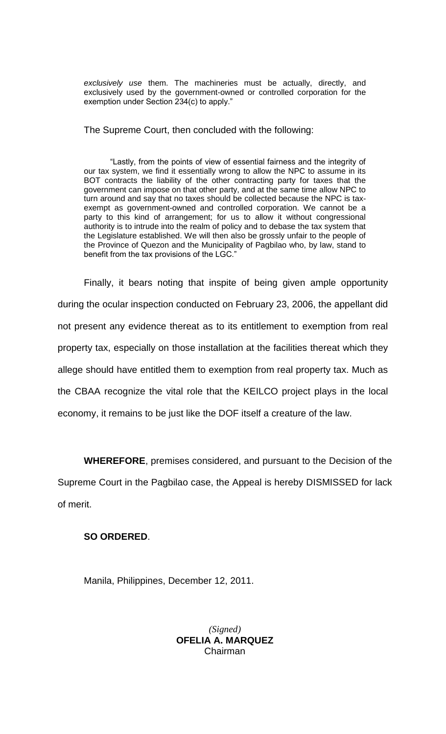> *exclusively use* them. The machineries must be actually, directly, and exclusively used by the government-owned or controlled corporation for the exemption under Section 234(c) to apply."

The Supreme Court, then concluded with the following:

> "Lastly, from the points of view of essential fairness and the integrity of our tax system, we find it essentially wrong to allow the NPC to assume in its BOT contracts the liability of the other contracting party for taxes that the government can impose on that other party, and at the same time allow NPC to turn around and say that no taxes should be collected because the NPC is tax-exempt as government-owned and controlled corporation. We cannot be a party to this kind of arrangement; for us to allow it without congressional authority is to intrude into the realm of policy and to debase the tax system that the Legislature established. We will then also be grossly unfair to the people of the Province of Quezon and the Municipality of Pagbilao who, by law, stand to benefit from the tax provisions of the LGC."

Finally, it bears noting that inspite of being given ample opportunity during the ocular inspection conducted on February 23, 2006, the appellant did not present any evidence thereat as to its entitlement to exemption from real property tax, especially on those installation at the facilities thereat which they allege should have entitled them to exemption from real property tax. Much as the CBAA recognize the vital role that the KEILCO project plays in the local economy, it remains to be just like the DOF itself a creature of the law.

**WHEREFORE**, premises considered, and pursuant to the Decision of the Supreme Court in the Pagbilao case, the Appeal is hereby DISMISSED for lack of merit.

**SO ORDERED**.

Manila, Philippines, December 12, 2011.

*(Signed)*
**OFELIA A. MARQUEZ**
Chairman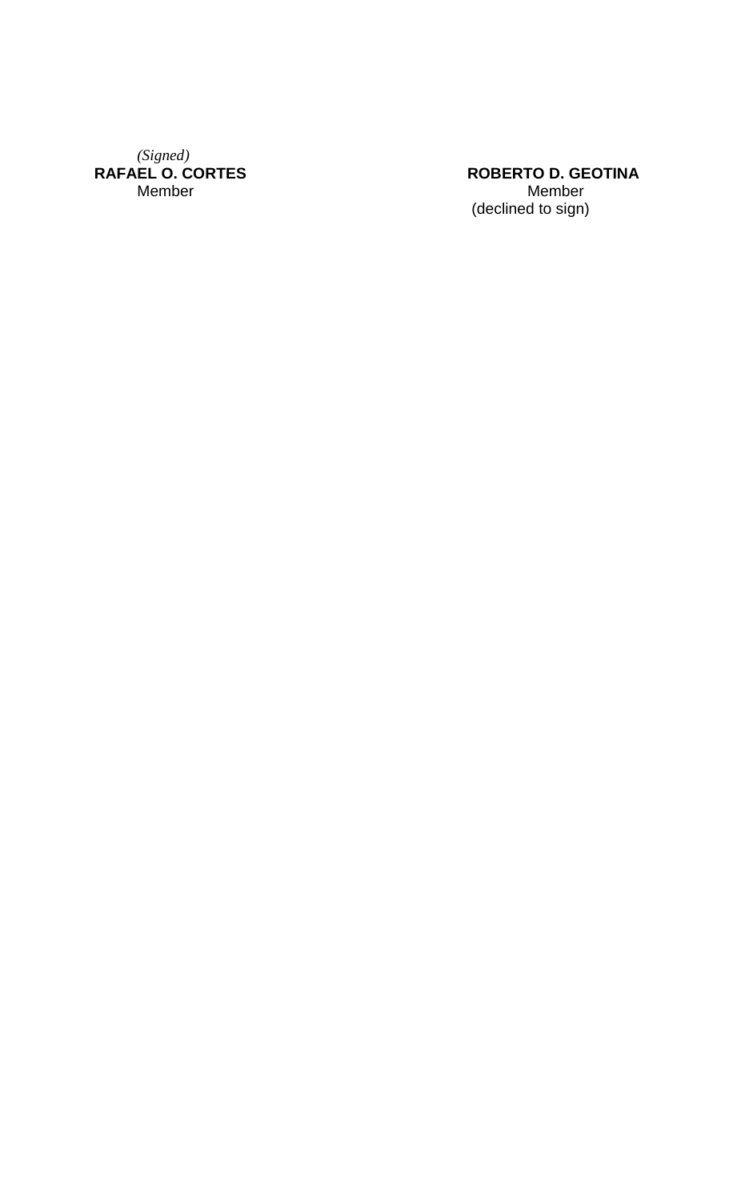*(Signed)*
**RAFAEL O. CORTES**
Member

**ROBERTO D. GEOTINA**
Member
(declined to sign)